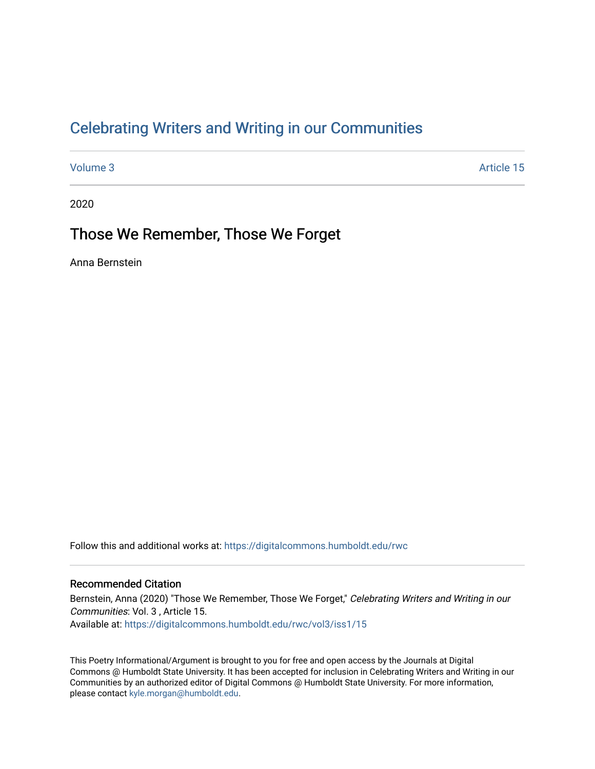# Celebrating Writers and Writing in our Communities

Volume 3 | Article 15

2020

## Those We Remember, Those We Forget

Anna Bernstein

Follow this and additional works at: https://digitalcommons.humboldt.edu/rwc

### Recommended Citation

Bernstein, Anna (2020) "Those We Remember, Those We Forget," *Celebrating Writers and Writing in our Communities*: Vol. 3 , Article 15.
Available at: https://digitalcommons.humboldt.edu/rwc/vol3/iss1/15

This Poetry Informational/Argument is brought to you for free and open access by the Journals at Digital Commons @ Humboldt State University. It has been accepted for inclusion in Celebrating Writers and Writing in our Communities by an authorized editor of Digital Commons @ Humboldt State University. For more information, please contact kyle.morgan@humboldt.edu.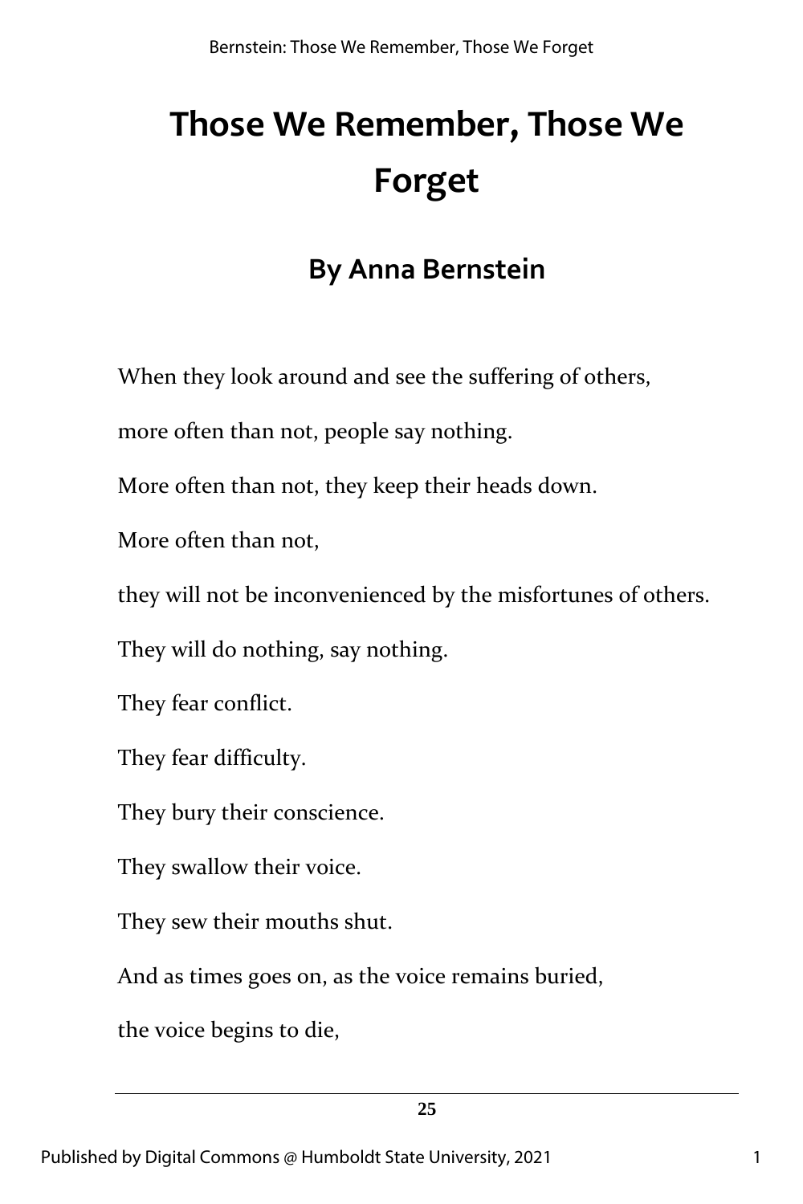# Those We Remember, Those We Forget

## By Anna Bernstein

When they look around and see the suffering of others,

more often than not, people say nothing.

More often than not, they keep their heads down.

More often than not,

they will not be inconvenienced by the misfortunes of others.

They will do nothing, say nothing.

They fear conflict.

They fear difficulty.

They bury their conscience.

They swallow their voice.

They sew their mouths shut.

And as times goes on, as the voice remains buried,

the voice begins to die,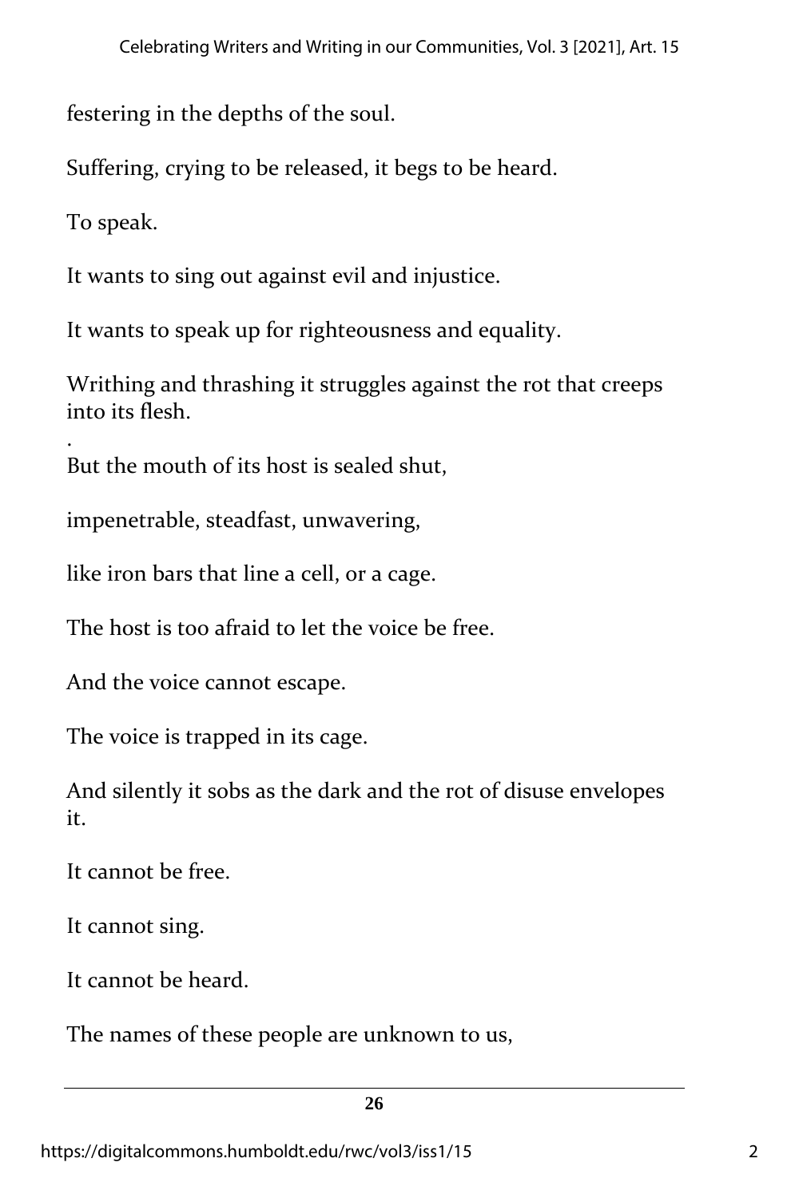festering in the depths of the soul.

Suffering, crying to be released, it begs to be heard.

To speak.

It wants to sing out against evil and injustice.

It wants to speak up for righteousness and equality.

Writhing and thrashing it struggles against the rot that creeps into its flesh.

.

But the mouth of its host is sealed shut,

impenetrable, steadfast, unwavering,

like iron bars that line a cell, or a cage.

The host is too afraid to let the voice be free.

And the voice cannot escape.

The voice is trapped in its cage.

And silently it sobs as the dark and the rot of disuse envelopes it.

It cannot be free.

It cannot sing.

It cannot be heard.

The names of these people are unknown to us,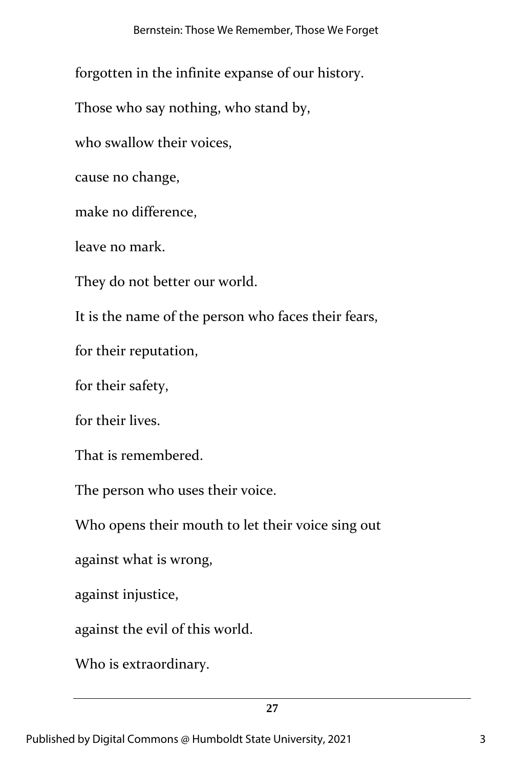forgotten in the infinite expanse of our history.

Those who say nothing, who stand by,

who swallow their voices,

cause no change,

make no difference,

leave no mark.

They do not better our world.

It is the name of the person who faces their fears,

for their reputation,

for their safety,

for their lives.

That is remembered.

The person who uses their voice.

Who opens their mouth to let their voice sing out

against what is wrong,

against injustice,

against the evil of this world.

Who is extraordinary.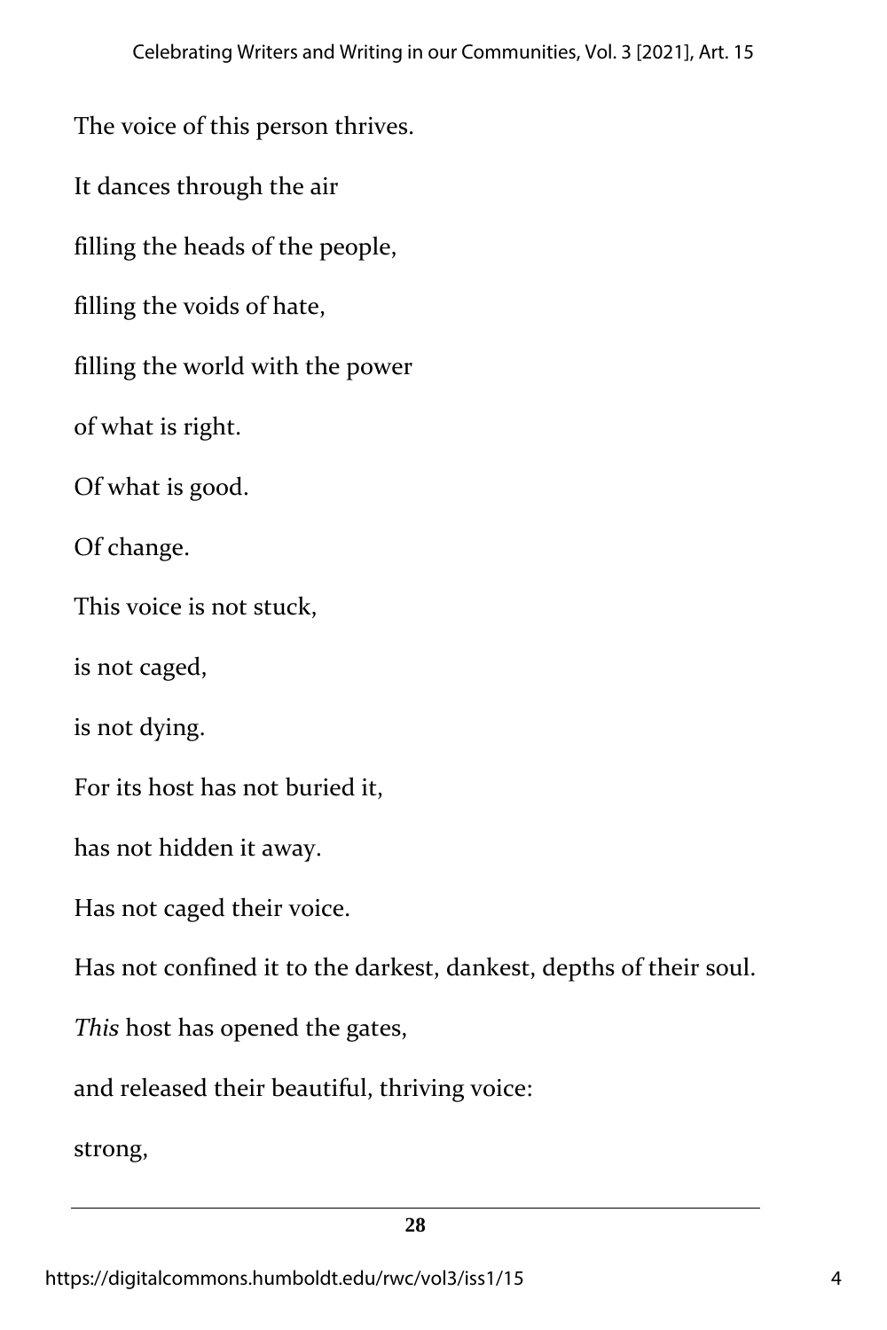The voice of this person thrives.

It dances through the air

filling the heads of the people,

filling the voids of hate,

filling the world with the power

of what is right.

Of what is good.

Of change.

This voice is not stuck,

is not caged,

is not dying.

For its host has not buried it,

has not hidden it away.

Has not caged their voice.

Has not confined it to the darkest, dankest, depths of their soul.

*This* host has opened the gates,

and released their beautiful, thriving voice:

strong,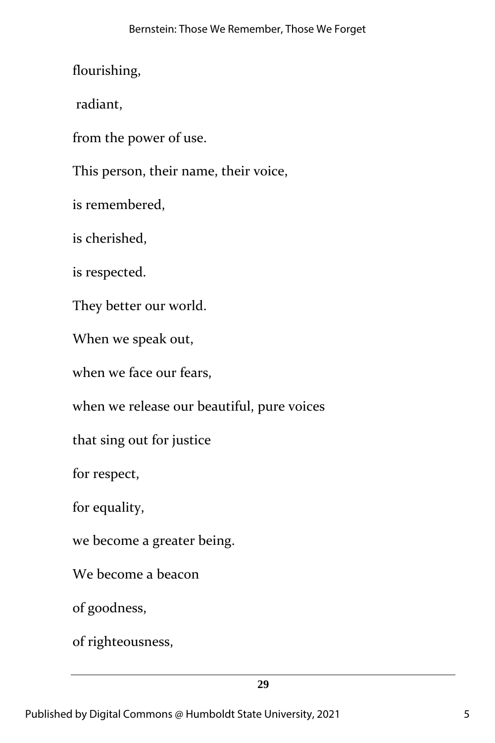flourishing,

radiant,

from the power of use.

This person, their name, their voice,

is remembered,

is cherished,

is respected.

They better our world.

When we speak out,

when we face our fears,

when we release our beautiful, pure voices

that sing out for justice

for respect,

for equality,

we become a greater being.

We become a beacon

of goodness,

of righteousness,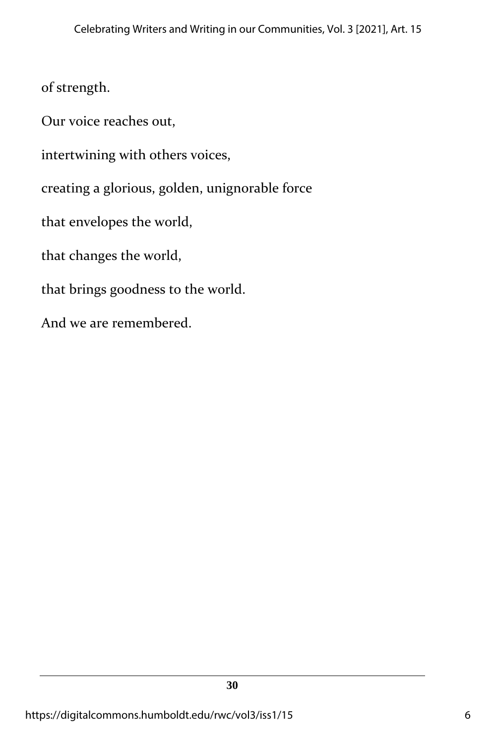of strength.

Our voice reaches out,

intertwining with others voices,

creating a glorious, golden, unignorable force

that envelopes the world,

that changes the world,

that brings goodness to the world.

And we are remembered.